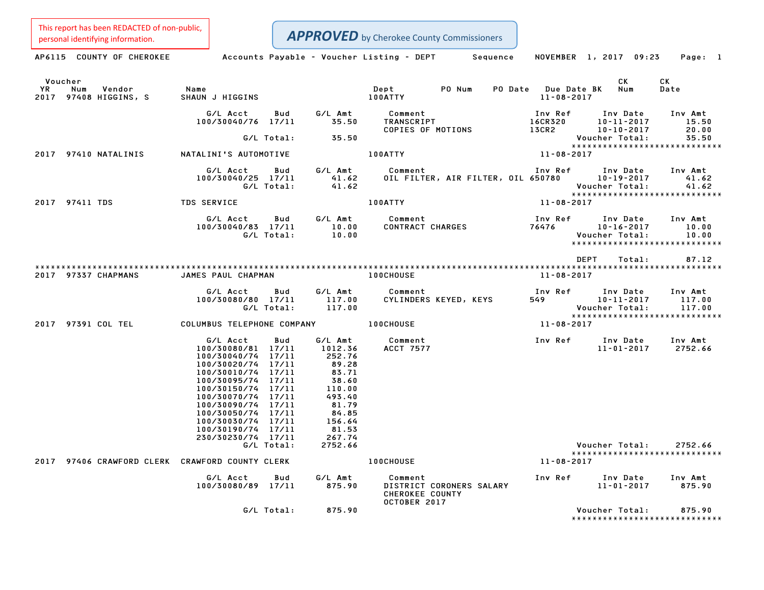This report has been REDACTED of non-public, personal identifying information.

***APPROVED*** by Cherokee County Commissioners

AP6115 COUNTY OF CHEROKEE — Accounts Payable - Voucher Listing - DEPT — Sequence — NOVEMBER 1, 2017 09:23

| Voucher YR | Num | Vendor | Name | Dept | PO Num | PO Date | Due Date BK | CK Num | CK Date |
|---|---|---|---|---|---|---|---|---|---|
| 2017 | 97408 | HIGGINS, S | SHAUN J HIGGINS | 100ATTY | | | 11-08-2017 | | |

| G/L Acct | Bud | G/L Amt | Comment | Inv Ref | Inv Date | Inv Amt |
|---|---|---|---|---|---|---|
| 100/30040/76 | 17/11 | 35.50 | TRANSCRIPT | 16CR320 | 10-11-2017 | 15.50 |
| | | | COPIES OF MOTIONS | 13CR2 | 10-10-2017 | 20.00 |
| | G/L Total: | 35.50 | | | Voucher Total: | 35.50 |

| Voucher YR | Num | Vendor | Name | Dept | PO Num | PO Date | Due Date BK | CK Num | CK Date |
|---|---|---|---|---|---|---|---|---|---|
| 2017 | 97410 | NATALINIS | NATALINI'S AUTOMOTIVE | 100ATTY | | | 11-08-2017 | | |

| G/L Acct | Bud | G/L Amt | Comment | Inv Ref | Inv Date | Inv Amt |
|---|---|---|---|---|---|---|
| 100/30040/25 | 17/11 | 41.62 | OIL FILTER, AIR FILTER, OIL | 650780 | 10-19-2017 | 41.62 |
| | G/L Total: | 41.62 | | | Voucher Total: | 41.62 |

| Voucher YR | Num | Vendor | Name | Dept | PO Num | PO Date | Due Date BK | CK Num | CK Date |
|---|---|---|---|---|---|---|---|---|---|
| 2017 | 97411 | TDS | TDS SERVICE | 100ATTY | | | 11-08-2017 | | |

| G/L Acct | Bud | G/L Amt | Comment | Inv Ref | Inv Date | Inv Amt |
|---|---|---|---|---|---|---|
| 100/30040/83 | 17/11 | 10.00 | CONTRACT CHARGES | 76476 | 10-16-2017 | 10.00 |
| | G/L Total: | 10.00 | | | Voucher Total: | 10.00 |

DEPT Total: 87.12

| Voucher YR | Num | Vendor | Name | Dept | PO Num | PO Date | Due Date BK | CK Num | CK Date |
|---|---|---|---|---|---|---|---|---|---|
| 2017 | 97337 | CHAPMANS | JAMES PAUL CHAPMAN | 100CHOUSE | | | 11-08-2017 | | |

| G/L Acct | Bud | G/L Amt | Comment | Inv Ref | Inv Date | Inv Amt |
|---|---|---|---|---|---|---|
| 100/30080/80 | 17/11 | 117.00 | CYLINDERS KEYED, KEYS | 549 | 10-11-2017 | 117.00 |
| | G/L Total: | 117.00 | | | Voucher Total: | 117.00 |

| Voucher YR | Num | Vendor | Name | Dept | PO Num | PO Date | Due Date BK | CK Num | CK Date |
|---|---|---|---|---|---|---|---|---|---|
| 2017 | 97391 | COL TEL | COLUMBUS TELEPHONE COMPANY | 100CHOUSE | | | 11-08-2017 | | |

| G/L Acct | Bud | G/L Amt | Comment | Inv Ref | Inv Date | Inv Amt |
|---|---|---|---|---|---|---|
| 100/30080/81 | 17/11 | 1012.36 | ACCT 7577 | | 11-01-2017 | 2752.66 |
| 100/30040/74 | 17/11 | 252.76 | | | | |
| 100/30020/74 | 17/11 | 89.28 | | | | |
| 100/30010/74 | 17/11 | 83.71 | | | | |
| 100/30095/74 | 17/11 | 38.60 | | | | |
| 100/30150/74 | 17/11 | 110.00 | | | | |
| 100/30070/74 | 17/11 | 493.40 | | | | |
| 100/30090/74 | 17/11 | 81.79 | | | | |
| 100/30050/74 | 17/11 | 84.85 | | | | |
| 100/30030/74 | 17/11 | 156.64 | | | | |
| 100/30190/74 | 17/11 | 81.53 | | | | |
| 230/30230/74 | 17/11 | 267.74 | | | | |
| | G/L Total: | 2752.66 | | | Voucher Total: | 2752.66 |

| Voucher YR | Num | Vendor | Name | Dept | PO Num | PO Date | Due Date BK | CK Num | CK Date |
|---|---|---|---|---|---|---|---|---|---|
| 2017 | 97406 | CRAWFORD CLERK | CRAWFORD COUNTY CLERK | 100CHOUSE | | | 11-08-2017 | | |

| G/L Acct | Bud | G/L Amt | Comment | Inv Ref | Inv Date | Inv Amt |
|---|---|---|---|---|---|---|
| 100/30080/89 | 17/11 | 875.90 | DISTRICT CORONERS SALARY CHEROKEE COUNTY OCTOBER 2017 | | 11-01-2017 | 875.90 |
| | G/L Total: | 875.90 | | | Voucher Total: | 875.90 |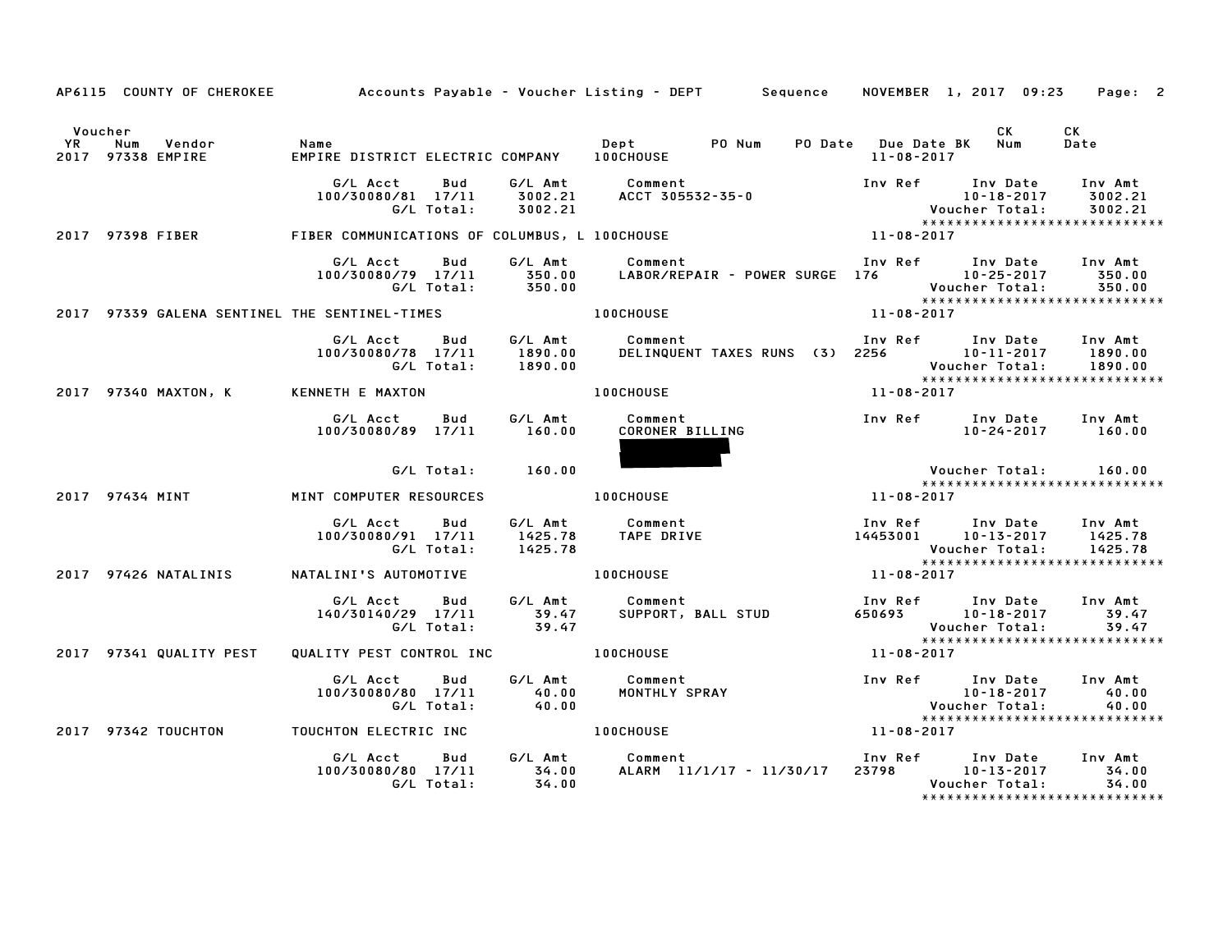AP6115 COUNTY OF CHEROKEE — Accounts Payable - Voucher Listing - DEPT — Sequence — NOVEMBER 1, 2017 09:23

| Voucher YR | Num | Vendor | Name | Dept | PO Num | PO Date | Due Date BK | CK Num | CK Date |
|---|---|---|---|---|---|---|---|---|---|
| 2017 | 97338 | EMPIRE | EMPIRE DISTRICT ELECTRIC COMPANY | 100CHOUSE | | | 11-08-2017 | | |

| G/L Acct | Bud | G/L Amt | Comment | Inv Ref | Inv Date | Inv Amt |
|---|---|---|---|---|---|---|
| 100/30080/81 | 17/11 | 3002.21 | ACCT 305532-35-0 | | 10-18-2017 | 3002.21 |
| | G/L Total: | 3002.21 | | | Voucher Total: | 3002.21 |

| Voucher YR | Num | Vendor | Name | Dept | PO Num | PO Date | Due Date BK | CK Num | CK Date |
|---|---|---|---|---|---|---|---|---|---|
| 2017 | 97398 | FIBER | FIBER COMMUNICATIONS OF COLUMBUS, L | 100CHOUSE | | | 11-08-2017 | | |

| G/L Acct | Bud | G/L Amt | Comment | Inv Ref | Inv Date | Inv Amt |
|---|---|---|---|---|---|---|
| 100/30080/79 | 17/11 | 350.00 | LABOR/REPAIR - POWER SURGE | 176 | 10-25-2017 | 350.00 |
| | G/L Total: | 350.00 | | | Voucher Total: | 350.00 |

| Voucher YR | Num | Vendor | Name | Dept | PO Num | PO Date | Due Date BK | CK Num | CK Date |
|---|---|---|---|---|---|---|---|---|---|
| 2017 | 97339 | GALENA SENTINEL | THE SENTINEL-TIMES | 100CHOUSE | | | 11-08-2017 | | |

| G/L Acct | Bud | G/L Amt | Comment | Inv Ref | Inv Date | Inv Amt |
|---|---|---|---|---|---|---|
| 100/30080/78 | 17/11 | 1890.00 | DELINQUENT TAXES RUNS (3) | 2256 | 10-11-2017 | 1890.00 |
| | G/L Total: | 1890.00 | | | Voucher Total: | 1890.00 |

| Voucher YR | Num | Vendor | Name | Dept | PO Num | PO Date | Due Date BK | CK Num | CK Date |
|---|---|---|---|---|---|---|---|---|---|
| 2017 | 97340 | MAXTON, K | KENNETH E MAXTON | 100CHOUSE | | | 11-08-2017 | | |

| G/L Acct | Bud | G/L Amt | Comment | Inv Ref | Inv Date | Inv Amt |
|---|---|---|---|---|---|---|
| 100/30080/89 | 17/11 | 160.00 | CORONER BILLING | | 10-24-2017 | 160.00 |
| | G/L Total: | 160.00 | | | Voucher Total: | 160.00 |

| Voucher YR | Num | Vendor | Name | Dept | PO Num | PO Date | Due Date BK | CK Num | CK Date |
|---|---|---|---|---|---|---|---|---|---|
| 2017 | 97434 | MINT | MINT COMPUTER RESOURCES | 100CHOUSE | | | 11-08-2017 | | |

| G/L Acct | Bud | G/L Amt | Comment | Inv Ref | Inv Date | Inv Amt |
|---|---|---|---|---|---|---|
| 100/30080/91 | 17/11 | 1425.78 | TAPE DRIVE | 14453001 | 10-13-2017 | 1425.78 |
| | G/L Total: | 1425.78 | | | Voucher Total: | 1425.78 |

| Voucher YR | Num | Vendor | Name | Dept | PO Num | PO Date | Due Date BK | CK Num | CK Date |
|---|---|---|---|---|---|---|---|---|---|
| 2017 | 97426 | NATALINIS | NATALINI'S AUTOMOTIVE | 100CHOUSE | | | 11-08-2017 | | |

| G/L Acct | Bud | G/L Amt | Comment | Inv Ref | Inv Date | Inv Amt |
|---|---|---|---|---|---|---|
| 140/30140/29 | 17/11 | 39.47 | SUPPORT, BALL STUD | 650693 | 10-18-2017 | 39.47 |
| | G/L Total: | 39.47 | | | Voucher Total: | 39.47 |

| Voucher YR | Num | Vendor | Name | Dept | PO Num | PO Date | Due Date BK | CK Num | CK Date |
|---|---|---|---|---|---|---|---|---|---|
| 2017 | 97341 | QUALITY PEST | QUALITY PEST CONTROL INC | 100CHOUSE | | | 11-08-2017 | | |

| G/L Acct | Bud | G/L Amt | Comment | Inv Ref | Inv Date | Inv Amt |
|---|---|---|---|---|---|---|
| 100/30080/80 | 17/11 | 40.00 | MONTHLY SPRAY | | 10-18-2017 | 40.00 |
| | G/L Total: | 40.00 | | | Voucher Total: | 40.00 |

| Voucher YR | Num | Vendor | Name | Dept | PO Num | PO Date | Due Date BK | CK Num | CK Date |
|---|---|---|---|---|---|---|---|---|---|
| 2017 | 97342 | TOUCHTON | TOUCHTON ELECTRIC INC | 100CHOUSE | | | 11-08-2017 | | |

| G/L Acct | Bud | G/L Amt | Comment | Inv Ref | Inv Date | Inv Amt |
|---|---|---|---|---|---|---|
| 100/30080/80 | 17/11 | 34.00 | ALARM 11/1/17 - 11/30/17 | 23798 | 10-13-2017 | 34.00 |
| | G/L Total: | 34.00 | | | Voucher Total: | 34.00 |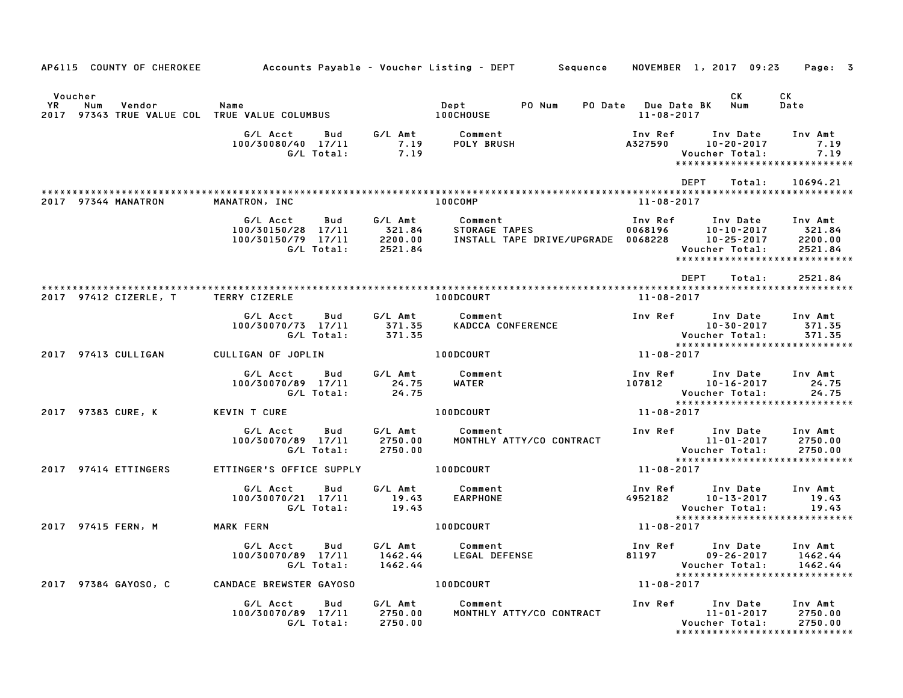AP6115 COUNTY OF CHEROKEE — Accounts Payable - Voucher Listing - DEPT — Sequence — NOVEMBER 1, 2017 09:23

| Voucher YR | Num | Vendor | Name | Dept | PO Num | PO Date | Due Date BK | CK Num | CK Date |
|---|---|---|---|---|---|---|---|---|---|
| 2017 | 97343 | TRUE VALUE COL | TRUE VALUE COLUMBUS | 100CHOUSE | | | 11-08-2017 | | |

| G/L Acct | Bud | G/L Amt | Comment | Inv Ref | Inv Date | Inv Amt |
|---|---|---|---|---|---|---|
| 100/30080/40 | 17/11 | 7.19 | POLY BRUSH | A327590 | 10-20-2017 | 7.19 |
| | G/L Total: | 7.19 | | | Voucher Total: | 7.19 |

******************************

DEPT Total: 10694.21

******************************

| Voucher YR | Num | Vendor | Name | Dept | Due Date |
|---|---|---|---|---|---|
| 2017 | 97344 | MANATRON | MANATRON, INC | 100COMP | 11-08-2017 |

| G/L Acct | Bud | G/L Amt | Comment | Inv Ref | Inv Date | Inv Amt |
|---|---|---|---|---|---|---|
| 100/30150/28 | 17/11 | 321.84 | STORAGE TAPES | 0068196 | 10-10-2017 | 321.84 |
| 100/30150/79 | 17/11 | 2200.00 | INSTALL TAPE DRIVE/UPGRADE | 0068228 | 10-25-2017 | 2200.00 |
| | G/L Total: | 2521.84 | | | Voucher Total: | 2521.84 |

******************************

DEPT Total: 2521.84

******************************

| Voucher YR | Num | Vendor | Name | Dept | Due Date |
|---|---|---|---|---|---|
| 2017 | 97412 | CIZERLE, T | TERRY CIZERLE | 100DCOURT | 11-08-2017 |

| G/L Acct | Bud | G/L Amt | Comment | Inv Ref | Inv Date | Inv Amt |
|---|---|---|---|---|---|---|
| 100/30070/73 | 17/11 | 371.35 | KADCCA CONFERENCE | | 10-30-2017 | 371.35 |
| | G/L Total: | 371.35 | | | Voucher Total: | 371.35 |

******************************

| Voucher YR | Num | Vendor | Name | Dept | Due Date |
|---|---|---|---|---|---|
| 2017 | 97413 | CULLIGAN | CULLIGAN OF JOPLIN | 100DCOURT | 11-08-2017 |

| G/L Acct | Bud | G/L Amt | Comment | Inv Ref | Inv Date | Inv Amt |
|---|---|---|---|---|---|---|
| 100/30070/89 | 17/11 | 24.75 | WATER | 107812 | 10-16-2017 | 24.75 |
| | G/L Total: | 24.75 | | | Voucher Total: | 24.75 |

******************************

| Voucher YR | Num | Vendor | Name | Dept | Due Date |
|---|---|---|---|---|---|
| 2017 | 97383 | CURE, K | KEVIN T CURE | 100DCOURT | 11-08-2017 |

| G/L Acct | Bud | G/L Amt | Comment | Inv Ref | Inv Date | Inv Amt |
|---|---|---|---|---|---|---|
| 100/30070/89 | 17/11 | 2750.00 | MONTHLY ATTY/CO CONTRACT | | 11-01-2017 | 2750.00 |
| | G/L Total: | 2750.00 | | | Voucher Total: | 2750.00 |

******************************

| Voucher YR | Num | Vendor | Name | Dept | Due Date |
|---|---|---|---|---|---|
| 2017 | 97414 | ETTINGERS | ETTINGER'S OFFICE SUPPLY | 100DCOURT | 11-08-2017 |

| G/L Acct | Bud | G/L Amt | Comment | Inv Ref | Inv Date | Inv Amt |
|---|---|---|---|---|---|---|
| 100/30070/21 | 17/11 | 19.43 | EARPHONE | 4952182 | 10-13-2017 | 19.43 |
| | G/L Total: | 19.43 | | | Voucher Total: | 19.43 |

******************************

| Voucher YR | Num | Vendor | Name | Dept | Due Date |
|---|---|---|---|---|---|
| 2017 | 97415 | FERN, M | MARK FERN | 100DCOURT | 11-08-2017 |

| G/L Acct | Bud | G/L Amt | Comment | Inv Ref | Inv Date | Inv Amt |
|---|---|---|---|---|---|---|
| 100/30070/89 | 17/11 | 1462.44 | LEGAL DEFENSE | 81197 | 09-26-2017 | 1462.44 |
| | G/L Total: | 1462.44 | | | Voucher Total: | 1462.44 |

******************************

| Voucher YR | Num | Vendor | Name | Dept | Due Date |
|---|---|---|---|---|---|
| 2017 | 97384 | GAYOSO, C | CANDACE BREWSTER GAYOSO | 100DCOURT | 11-08-2017 |

| G/L Acct | Bud | G/L Amt | Comment | Inv Ref | Inv Date | Inv Amt |
|---|---|---|---|---|---|---|
| 100/30070/89 | 17/11 | 2750.00 | MONTHLY ATTY/CO CONTRACT | | 11-01-2017 | 2750.00 |
| | G/L Total: | 2750.00 | | | Voucher Total: | 2750.00 |

******************************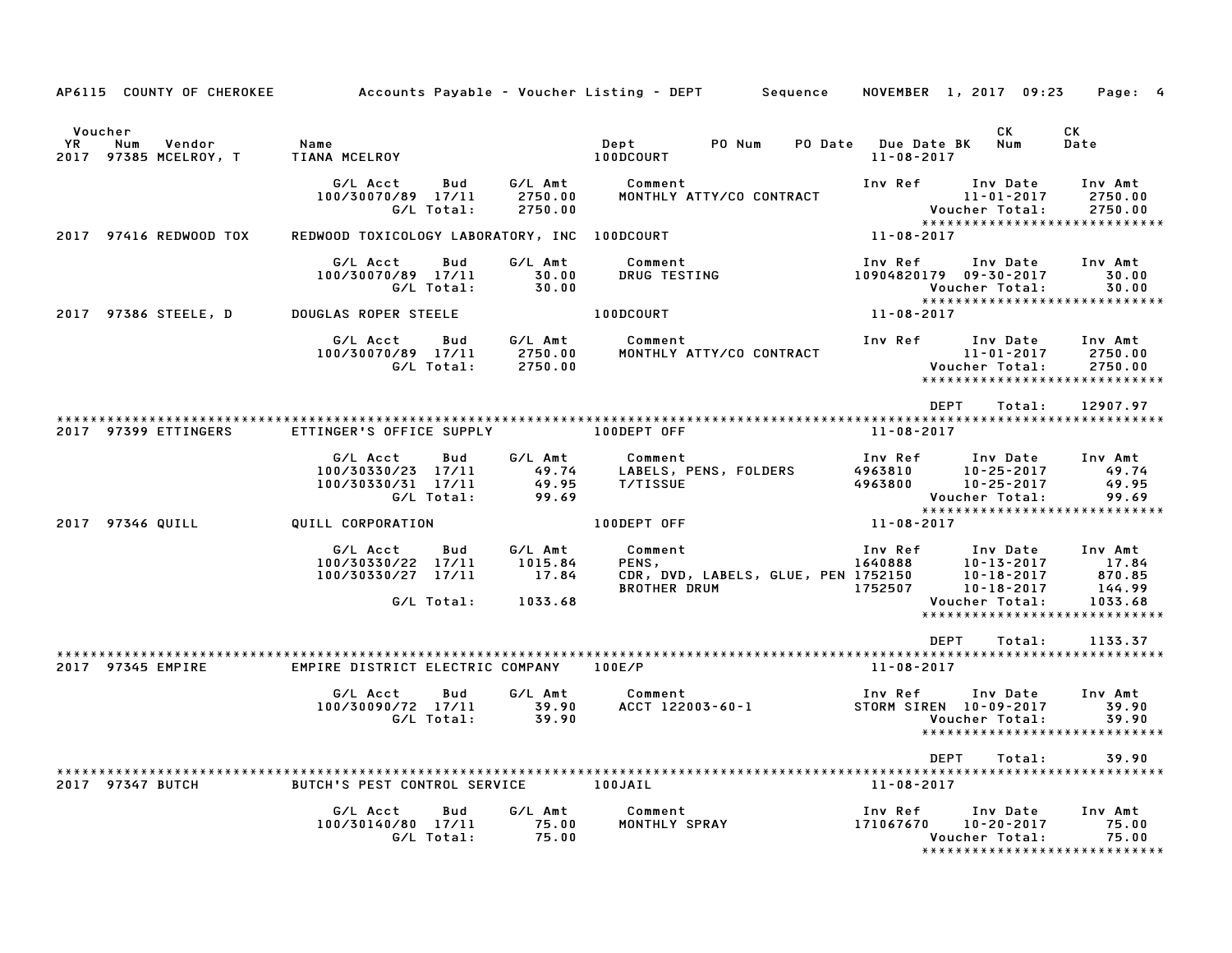AP6115 COUNTY OF CHEROKEE — Accounts Payable - Voucher Listing - DEPT — Sequence — NOVEMBER 1, 2017 09:23

| Voucher YR | Num | Vendor | Name | Dept | PO Num | PO Date | Due Date BK | CK Num | CK Date |
|---|---|---|---|---|---|---|---|---|---|
| 2017 | 97385 | MCELROY, T | TIANA MCELROY | 100DCOURT | | | 11-08-2017 | | |

| G/L Acct | Bud | G/L Amt | Comment | Inv Ref | Inv Date | Inv Amt |
|---|---|---|---|---|---|---|
| 100/30070/89 | 17/11 | 2750.00 | MONTHLY ATTY/CO CONTRACT | | 11-01-2017 | 2750.00 |
| | G/L Total: | 2750.00 | | | Voucher Total: | 2750.00 |

| Voucher YR | Num | Vendor | Name | Dept | Due Date |
|---|---|---|---|---|---|
| 2017 | 97416 | REDWOOD TOX | REDWOOD TOXICOLOGY LABORATORY, INC | 100DCOURT | 11-08-2017 |

| G/L Acct | Bud | G/L Amt | Comment | Inv Ref | Inv Date | Inv Amt |
|---|---|---|---|---|---|---|
| 100/30070/89 | 17/11 | 30.00 | DRUG TESTING | 10904820179 | 09-30-2017 | 30.00 |
| | G/L Total: | 30.00 | | | Voucher Total: | 30.00 |

| Voucher YR | Num | Vendor | Name | Dept | Due Date |
|---|---|---|---|---|---|
| 2017 | 97386 | STEELE, D | DOUGLAS ROPER STEELE | 100DCOURT | 11-08-2017 |

| G/L Acct | Bud | G/L Amt | Comment | Inv Ref | Inv Date | Inv Amt |
|---|---|---|---|---|---|---|
| 100/30070/89 | 17/11 | 2750.00 | MONTHLY ATTY/CO CONTRACT | | 11-01-2017 | 2750.00 |
| | G/L Total: | 2750.00 | | | Voucher Total: | 2750.00 |

DEPT Total: 12907.97

| Voucher YR | Num | Vendor | Name | Dept | Due Date |
|---|---|---|---|---|---|
| 2017 | 97399 | ETTINGERS | ETTINGER'S OFFICE SUPPLY | 100DEPT OFF | 11-08-2017 |

| G/L Acct | Bud | G/L Amt | Comment | Inv Ref | Inv Date | Inv Amt |
|---|---|---|---|---|---|---|
| 100/30330/23 | 17/11 | 49.74 | LABELS, PENS, FOLDERS | 4963810 | 10-25-2017 | 49.74 |
| 100/30330/31 | 17/11 | 49.95 | T/TISSUE | 4963800 | 10-25-2017 | 49.95 |
| | G/L Total: | 99.69 | | | Voucher Total: | 99.69 |

| Voucher YR | Num | Vendor | Name | Dept | Due Date |
|---|---|---|---|---|---|
| 2017 | 97346 | QUILL | QUILL CORPORATION | 100DEPT OFF | 11-08-2017 |

| G/L Acct | Bud | G/L Amt | Comment | Inv Ref | Inv Date | Inv Amt |
|---|---|---|---|---|---|---|
| 100/30330/22 | 17/11 | 1015.84 | PENS, | 1640888 | 10-13-2017 | 17.84 |
| 100/30330/27 | 17/11 | 17.84 | CDR, DVD, LABELS, GLUE, PEN | 1752150 | 10-18-2017 | 870.85 |
| | | | BROTHER DRUM | 1752507 | 10-18-2017 | 144.99 |
| | G/L Total: | 1033.68 | | | Voucher Total: | 1033.68 |

DEPT Total: 1133.37

| Voucher YR | Num | Vendor | Name | Dept | Due Date |
|---|---|---|---|---|---|
| 2017 | 97345 | EMPIRE | EMPIRE DISTRICT ELECTRIC COMPANY | 100E/P | 11-08-2017 |

| G/L Acct | Bud | G/L Amt | Comment | Inv Ref | Inv Date | Inv Amt |
|---|---|---|---|---|---|---|
| 100/30090/72 | 17/11 | 39.90 | ACCT 122003-60-1 | STORM SIREN | 10-09-2017 | 39.90 |
| | G/L Total: | 39.90 | | | Voucher Total: | 39.90 |

DEPT Total: 39.90

| Voucher YR | Num | Vendor | Name | Dept | Due Date |
|---|---|---|---|---|---|
| 2017 | 97347 | BUTCH | BUTCH'S PEST CONTROL SERVICE | 100JAIL | 11-08-2017 |

| G/L Acct | Bud | G/L Amt | Comment | Inv Ref | Inv Date | Inv Amt |
|---|---|---|---|---|---|---|
| 100/30140/80 | 17/11 | 75.00 | MONTHLY SPRAY | 171067670 | 10-20-2017 | 75.00 |
| | G/L Total: | 75.00 | | | Voucher Total: | 75.00 |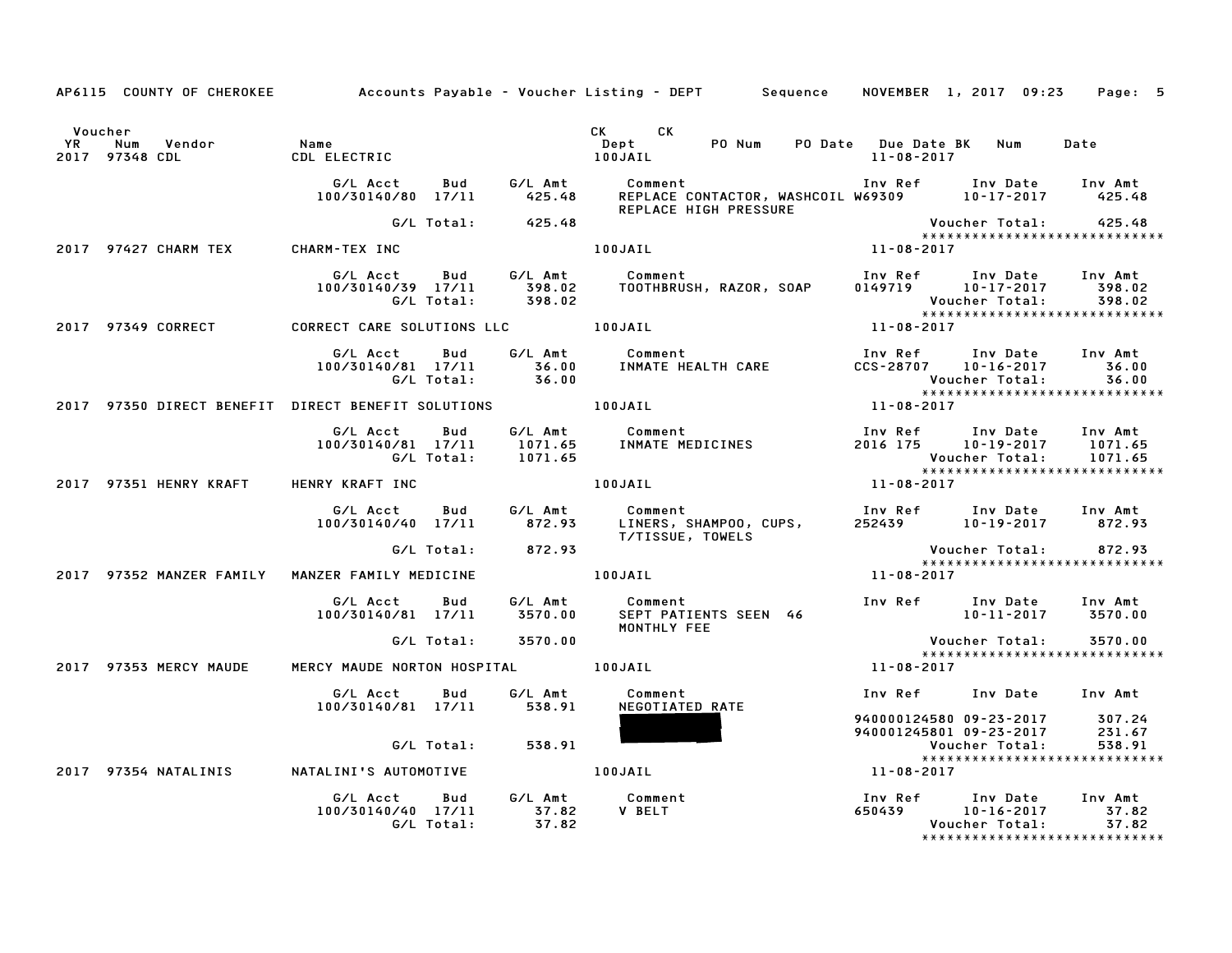AP6115 COUNTY OF CHEROKEE    Accounts Payable - Voucher Listing - DEPT    Sequence    NOVEMBER 1, 2017 09:23

| Voucher YR | Num | Vendor | Name | CK Dept | CK PO Num | PO Date | Due Date | BK | Num | Date |
|---|---|---|---|---|---|---|---|---|---|---|
| 2017 | 97348 | CDL | CDL ELECTRIC | 100JAIL | | | 11-08-2017 | | | |

| G/L Acct | Bud | G/L Amt | Comment | Inv Ref | Inv Date | Inv Amt |
|---|---|---|---|---|---|---|
| 100/30140/80 | 17/11 | 425.48 | REPLACE CONTACTOR, WASHCOIL REPLACE HIGH PRESSURE | W69309 | 10-17-2017 | 425.48 |
| | G/L Total: | 425.48 | | | Voucher Total: | 425.48 |

*****************************

| Voucher YR | Num | Vendor | Name | CK Dept | Due Date |
|---|---|---|---|---|---|
| 2017 | 97427 | CHARM TEX | CHARM-TEX INC | 100JAIL | 11-08-2017 |

| G/L Acct | Bud | G/L Amt | Comment | Inv Ref | Inv Date | Inv Amt |
|---|---|---|---|---|---|---|
| 100/30140/39 | 17/11 | 398.02 | TOOTHBRUSH, RAZOR, SOAP | 0149719 | 10-17-2017 | 398.02 |
| | G/L Total: | 398.02 | | | Voucher Total: | 398.02 |

*****************************

| Voucher YR | Num | Vendor | Name | CK Dept | Due Date |
|---|---|---|---|---|---|
| 2017 | 97349 | CORRECT | CORRECT CARE SOLUTIONS LLC | 100JAIL | 11-08-2017 |

| G/L Acct | Bud | G/L Amt | Comment | Inv Ref | Inv Date | Inv Amt |
|---|---|---|---|---|---|---|
| 100/30140/81 | 17/11 | 36.00 | INMATE HEALTH CARE | CCS-28707 | 10-16-2017 | 36.00 |
| | G/L Total: | 36.00 | | | Voucher Total: | 36.00 |

*****************************

| Voucher YR | Num | Vendor | Name | CK Dept | Due Date |
|---|---|---|---|---|---|
| 2017 | 97350 | DIRECT BENEFIT | DIRECT BENEFIT SOLUTIONS | 100JAIL | 11-08-2017 |

| G/L Acct | Bud | G/L Amt | Comment | Inv Ref | Inv Date | Inv Amt |
|---|---|---|---|---|---|---|
| 100/30140/81 | 17/11 | 1071.65 | INMATE MEDICINES | 2016 175 | 10-19-2017 | 1071.65 |
| | G/L Total: | 1071.65 | | | Voucher Total: | 1071.65 |

*****************************

| Voucher YR | Num | Vendor | Name | CK Dept | Due Date |
|---|---|---|---|---|---|
| 2017 | 97351 | HENRY KRAFT | HENRY KRAFT INC | 100JAIL | 11-08-2017 |

| G/L Acct | Bud | G/L Amt | Comment | Inv Ref | Inv Date | Inv Amt |
|---|---|---|---|---|---|---|
| 100/30140/40 | 17/11 | 872.93 | LINERS, SHAMPOO, CUPS, T/TISSUE, TOWELS | 252439 | 10-19-2017 | 872.93 |
| | G/L Total: | 872.93 | | | Voucher Total: | 872.93 |

*****************************

| Voucher YR | Num | Vendor | Name | CK Dept | Due Date |
|---|---|---|---|---|---|
| 2017 | 97352 | MANZER FAMILY | MANZER FAMILY MEDICINE | 100JAIL | 11-08-2017 |

| G/L Acct | Bud | G/L Amt | Comment | Inv Ref | Inv Date | Inv Amt |
|---|---|---|---|---|---|---|
| 100/30140/81 | 17/11 | 3570.00 | SEPT PATIENTS SEEN 46 MONTHLY FEE | | 10-11-2017 | 3570.00 |
| | G/L Total: | 3570.00 | | | Voucher Total: | 3570.00 |

*****************************

| Voucher YR | Num | Vendor | Name | CK Dept | Due Date |
|---|---|---|---|---|---|
| 2017 | 97353 | MERCY MAUDE | MERCY MAUDE NORTON HOSPITAL | 100JAIL | 11-08-2017 |

| G/L Acct | Bud | G/L Amt | Comment | Inv Ref | Inv Date | Inv Amt |
|---|---|---|---|---|---|---|
| 100/30140/81 | 17/11 | 538.91 | NEGOTIATED RATE | | | |
| | | | [REDACTED] | 940000124580 | 09-23-2017 | 307.24 |
| | | | | 940001245801 | 09-23-2017 | 231.67 |
| | G/L Total: | 538.91 | | | Voucher Total: | 538.91 |

*****************************

| Voucher YR | Num | Vendor | Name | CK Dept | Due Date |
|---|---|---|---|---|---|
| 2017 | 97354 | NATALINIS | NATALINI'S AUTOMOTIVE | 100JAIL | 11-08-2017 |

| G/L Acct | Bud | G/L Amt | Comment | Inv Ref | Inv Date | Inv Amt |
|---|---|---|---|---|---|---|
| 100/30140/40 | 17/11 | 37.82 | V BELT | 650439 | 10-16-2017 | 37.82 |
| | G/L Total: | 37.82 | | | Voucher Total: | 37.82 |

*****************************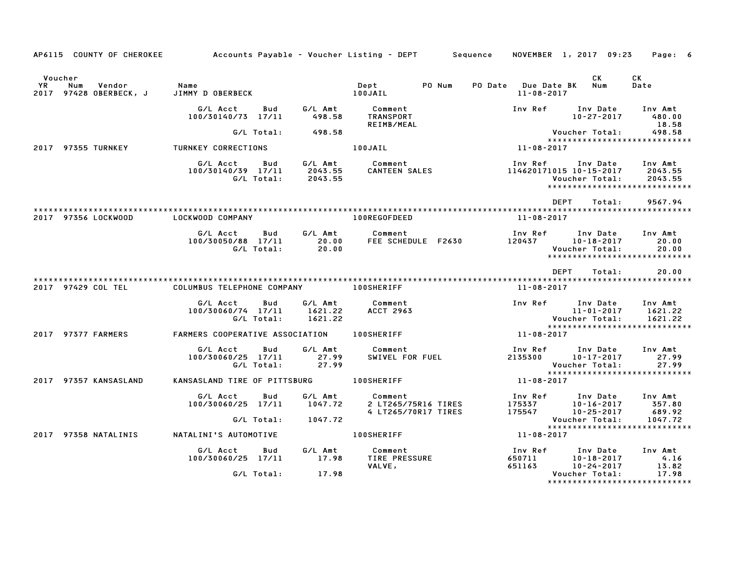AP6115 COUNTY OF CHEROKEE — Accounts Payable - Voucher Listing - DEPT — Sequence — NOVEMBER 1, 2017 09:23

| Voucher YR | Num | Vendor | Name | Dept | PO Num | PO Date | Due Date BK | CK Num | CK Date |
|---|---|---|---|---|---|---|---|---|---|
| 2017 | 97428 | OBERBECK, J | JIMMY D OBERBECK | 100JAIL | | | 11-08-2017 | | |

| G/L Acct | Bud | G/L Amt | Comment | Inv Ref | Inv Date | Inv Amt |
|---|---|---|---|---|---|---|
| 100/30140/73 | 17/11 | 498.58 | TRANSPORT | | 10-27-2017 | 480.00 |
| | | | REIMB/MEAL | | | 18.58 |
| | G/L Total: | 498.58 | | | Voucher Total: | 498.58 |

| Voucher YR | Num | Vendor | Name | Dept | Due Date BK |
|---|---|---|---|---|---|
| 2017 | 97355 | TURNKEY | TURNKEY CORRECTIONS | 100JAIL | 11-08-2017 |

| G/L Acct | Bud | G/L Amt | Comment | Inv Ref | Inv Date | Inv Amt |
|---|---|---|---|---|---|---|
| 100/30140/39 | 17/11 | 2043.55 | CANTEEN SALES | 114620171015 | 10-15-2017 | 2043.55 |
| | G/L Total: | 2043.55 | | | Voucher Total: | 2043.55 |

DEPT Total: 9567.94

| Voucher YR | Num | Vendor | Name | Dept | Due Date BK |
|---|---|---|---|---|---|
| 2017 | 97356 | LOCKWOOD | LOCKWOOD COMPANY | 100REGOFDEED | 11-08-2017 |

| G/L Acct | Bud | G/L Amt | Comment | Inv Ref | Inv Date | Inv Amt |
|---|---|---|---|---|---|---|
| 100/30050/88 | 17/11 | 20.00 | FEE SCHEDULE F2630 | 120437 | 10-18-2017 | 20.00 |
| | G/L Total: | 20.00 | | | Voucher Total: | 20.00 |

DEPT Total: 20.00

| Voucher YR | Num | Vendor | Name | Dept | Due Date BK |
|---|---|---|---|---|---|
| 2017 | 97429 | COL TEL | COLUMBUS TELEPHONE COMPANY | 100SHERIFF | 11-08-2017 |

| G/L Acct | Bud | G/L Amt | Comment | Inv Ref | Inv Date | Inv Amt |
|---|---|---|---|---|---|---|
| 100/30060/74 | 17/11 | 1621.22 | ACCT 2963 | | 11-01-2017 | 1621.22 |
| | G/L Total: | 1621.22 | | | Voucher Total: | 1621.22 |

| Voucher YR | Num | Vendor | Name | Dept | Due Date BK |
|---|---|---|---|---|---|
| 2017 | 97377 | FARMERS | FARMERS COOPERATIVE ASSOCIATION | 100SHERIFF | 11-08-2017 |

| G/L Acct | Bud | G/L Amt | Comment | Inv Ref | Inv Date | Inv Amt |
|---|---|---|---|---|---|---|
| 100/30060/25 | 17/11 | 27.99 | SWIVEL FOR FUEL | 2135300 | 10-17-2017 | 27.99 |
| | G/L Total: | 27.99 | | | Voucher Total: | 27.99 |

| Voucher YR | Num | Vendor | Name | Dept | Due Date BK |
|---|---|---|---|---|---|
| 2017 | 97357 | KANSASLAND | KANSASLAND TIRE OF PITTSBURG | 100SHERIFF | 11-08-2017 |

| G/L Acct | Bud | G/L Amt | Comment | Inv Ref | Inv Date | Inv Amt |
|---|---|---|---|---|---|---|
| 100/30060/25 | 17/11 | 1047.72 | 2 LT265/75R16 TIRES | 175337 | 10-16-2017 | 357.80 |
| | | | 4 LT265/70R17 TIRES | 175547 | 10-25-2017 | 689.92 |
| | G/L Total: | 1047.72 | | | Voucher Total: | 1047.72 |

| Voucher YR | Num | Vendor | Name | Dept | Due Date BK |
|---|---|---|---|---|---|
| 2017 | 97358 | NATALINIS | NATALINI'S AUTOMOTIVE | 100SHERIFF | 11-08-2017 |

| G/L Acct | Bud | G/L Amt | Comment | Inv Ref | Inv Date | Inv Amt |
|---|---|---|---|---|---|---|
| 100/30060/25 | 17/11 | 17.98 | TIRE PRESSURE | 650711 | 10-18-2017 | 4.16 |
| | | | VALVE, | 651163 | 10-24-2017 | 13.82 |
| | G/L Total: | 17.98 | | | Voucher Total: | 17.98 |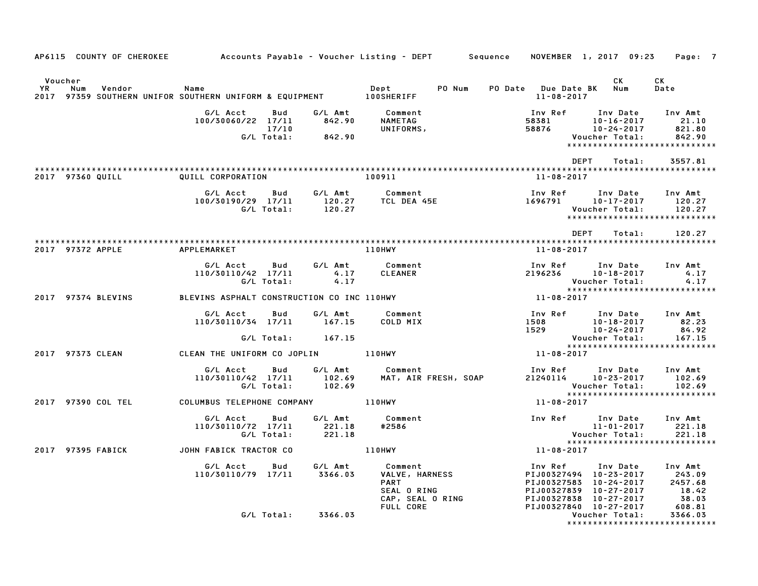AP6115 COUNTY OF CHEROKEE — Accounts Payable - Voucher Listing - DEPT — Sequence — NOVEMBER 1, 2017 09:23

| Voucher YR | Num | Vendor | Name | Dept | PO Num | PO Date | Due Date BK | CK Num | CK Date |
|---|---|---|---|---|---|---|---|---|---|
| 2017 | 97359 | SOUTHERN UNIFOR | SOUTHERN UNIFORM & EQUIPMENT | 100SHERIFF | | | 11-08-2017 | | |

| G/L Acct | Bud | G/L Amt | Comment | Inv Ref | Inv Date | Inv Amt |
|---|---|---|---|---|---|---|
| 100/30060/22 | 17/11 | 842.90 | NAMETAG | 58381 | 10-16-2017 | 21.10 |
| | 17/10 | | UNIFORMS, | 58876 | 10-24-2017 | 821.80 |
| | G/L Total: | 842.90 | | | Voucher Total: | 842.90 |

DEPT Total: 3557.81

| Voucher YR | Num | Vendor | Name | Dept | Due Date BK |
|---|---|---|---|---|---|
| 2017 | 97360 | QUILL | QUILL CORPORATION | 100911 | 11-08-2017 |

| G/L Acct | Bud | G/L Amt | Comment | Inv Ref | Inv Date | Inv Amt |
|---|---|---|---|---|---|---|
| 100/30190/29 | 17/11 | 120.27 | TCL DEA 45E | 1696791 | 10-17-2017 | 120.27 |
| | G/L Total: | 120.27 | | | Voucher Total: | 120.27 |

DEPT Total: 120.27

| Voucher YR | Num | Vendor | Name | Dept | Due Date BK |
|---|---|---|---|---|---|
| 2017 | 97372 | APPLE | APPLEMARKET | 110HWY | 11-08-2017 |

| G/L Acct | Bud | G/L Amt | Comment | Inv Ref | Inv Date | Inv Amt |
|---|---|---|---|---|---|---|
| 110/30110/42 | 17/11 | 4.17 | CLEANER | 2196236 | 10-18-2017 | 4.17 |
| | G/L Total: | 4.17 | | | Voucher Total: | 4.17 |

| Voucher YR | Num | Vendor | Name | Dept | Due Date BK |
|---|---|---|---|---|---|
| 2017 | 97374 | BLEVINS | BLEVINS ASPHALT CONSTRUCTION CO INC | 110HWY | 11-08-2017 |

| G/L Acct | Bud | G/L Amt | Comment | Inv Ref | Inv Date | Inv Amt |
|---|---|---|---|---|---|---|
| 110/30110/34 | 17/11 | 167.15 | COLD MIX | 1508 | 10-18-2017 | 82.23 |
| | | | | 1529 | 10-24-2017 | 84.92 |
| | G/L Total: | 167.15 | | | Voucher Total: | 167.15 |

| Voucher YR | Num | Vendor | Name | Dept | Due Date BK |
|---|---|---|---|---|---|
| 2017 | 97373 | CLEAN | CLEAN THE UNIFORM CO JOPLIN | 110HWY | 11-08-2017 |

| G/L Acct | Bud | G/L Amt | Comment | Inv Ref | Inv Date | Inv Amt |
|---|---|---|---|---|---|---|
| 110/30110/42 | 17/11 | 102.69 | MAT, AIR FRESH, SOAP | 21240114 | 10-23-2017 | 102.69 |
| | G/L Total: | 102.69 | | | Voucher Total: | 102.69 |

| Voucher YR | Num | Vendor | Name | Dept | Due Date BK |
|---|---|---|---|---|---|
| 2017 | 97390 | COL TEL | COLUMBUS TELEPHONE COMPANY | 110HWY | 11-08-2017 |

| G/L Acct | Bud | G/L Amt | Comment | Inv Ref | Inv Date | Inv Amt |
|---|---|---|---|---|---|---|
| 110/30110/72 | 17/11 | 221.18 | #2586 | | 11-01-2017 | 221.18 |
| | G/L Total: | 221.18 | | | Voucher Total: | 221.18 |

| Voucher YR | Num | Vendor | Name | Dept | Due Date BK |
|---|---|---|---|---|---|
| 2017 | 97395 | FABICK | JOHN FABICK TRACTOR CO | 110HWY | 11-08-2017 |

| G/L Acct | Bud | G/L Amt | Comment | Inv Ref | Inv Date | Inv Amt |
|---|---|---|---|---|---|---|
| 110/30110/79 | 17/11 | 3366.03 | VALVE, HARNESS | PIJ00327494 | 10-23-2017 | 243.09 |
| | | | PART | PIJ00327583 | 10-24-2017 | 2457.68 |
| | | | SEAL O RING | PIJ00327839 | 10-27-2017 | 18.42 |
| | | | CAP, SEAL O RING | PIJ00327838 | 10-27-2017 | 38.03 |
| | | | FULL CORE | PIJ00327840 | 10-27-2017 | 608.81 |
| | G/L Total: | 3366.03 | | | Voucher Total: | 3366.03 |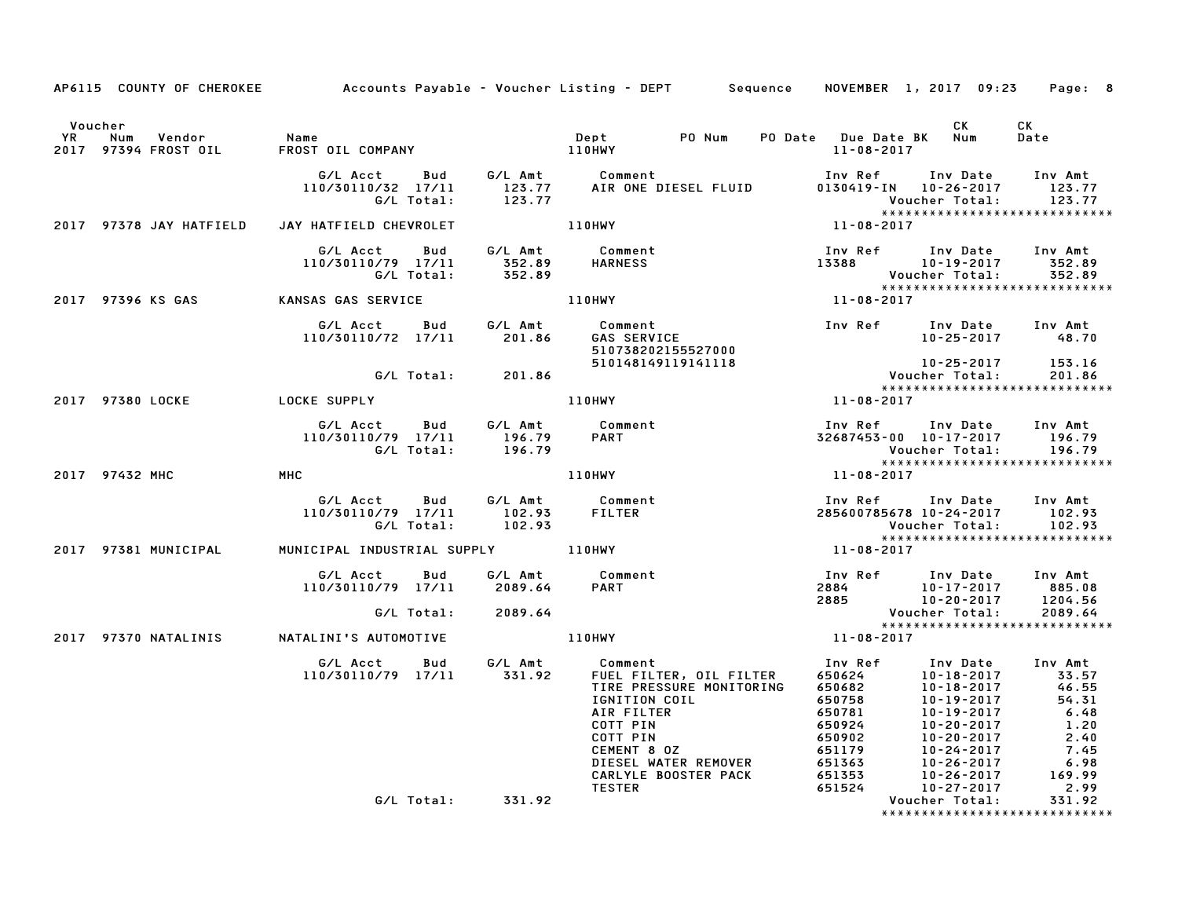AP6115 COUNTY OF CHEROKEE — Accounts Payable - Voucher Listing - DEPT — Sequence — NOVEMBER 1, 2017 09:23

| Voucher YR | Num | Vendor | Name | Dept | PO Num | PO Date | Due Date BK | CK Num | CK Date |
|---|---|---|---|---|---|---|---|---|---|
| 2017 | 97394 | FROST OIL | FROST OIL COMPANY | 110HWY | | | 11-08-2017 | | |

| G/L Acct | Bud | G/L Amt | Comment | Inv Ref | Inv Date | Inv Amt |
|---|---|---|---|---|---|---|
| 110/30110/32 | 17/11 | 123.77 | AIR ONE DIESEL FLUID | 0130419-IN | 10-26-2017 | 123.77 |
| | G/L Total: | 123.77 | | | Voucher Total: | 123.77 |

****************************

| Voucher YR | Num | Vendor | Name | Dept | Due Date BK |
|---|---|---|---|---|---|
| 2017 | 97378 | JAY HATFIELD | JAY HATFIELD CHEVROLET | 110HWY | 11-08-2017 |

| G/L Acct | Bud | G/L Amt | Comment | Inv Ref | Inv Date | Inv Amt |
|---|---|---|---|---|---|---|
| 110/30110/79 | 17/11 | 352.89 | HARNESS | 13388 | 10-19-2017 | 352.89 |
| | G/L Total: | 352.89 | | | Voucher Total: | 352.89 |

****************************

| Voucher YR | Num | Vendor | Name | Dept | Due Date BK |
|---|---|---|---|---|---|
| 2017 | 97396 | KS GAS | KANSAS GAS SERVICE | 110HWY | 11-08-2017 |

| G/L Acct | Bud | G/L Amt | Comment | Inv Ref | Inv Date | Inv Amt |
|---|---|---|---|---|---|---|
| 110/30110/72 | 17/11 | 201.86 | GAS SERVICE | | 10-25-2017 | 48.70 |
| | | | 510738202155527000 | | | |
| | | | 510148149119141118 | | 10-25-2017 | 153.16 |
| | G/L Total: | 201.86 | | | Voucher Total: | 201.86 |

****************************

| Voucher YR | Num | Vendor | Name | Dept | Due Date BK |
|---|---|---|---|---|---|
| 2017 | 97380 | LOCKE | LOCKE SUPPLY | 110HWY | 11-08-2017 |

| G/L Acct | Bud | G/L Amt | Comment | Inv Ref | Inv Date | Inv Amt |
|---|---|---|---|---|---|---|
| 110/30110/79 | 17/11 | 196.79 | PART | 32687453-00 | 10-17-2017 | 196.79 |
| | G/L Total: | 196.79 | | | Voucher Total: | 196.79 |

****************************

| Voucher YR | Num | Vendor | Name | Dept | Due Date BK |
|---|---|---|---|---|---|
| 2017 | 97432 | MHC | MHC | 110HWY | 11-08-2017 |

| G/L Acct | Bud | G/L Amt | Comment | Inv Ref | Inv Date | Inv Amt |
|---|---|---|---|---|---|---|
| 110/30110/79 | 17/11 | 102.93 | FILTER | 285600785678 | 10-24-2017 | 102.93 |
| | G/L Total: | 102.93 | | | Voucher Total: | 102.93 |

****************************

| Voucher YR | Num | Vendor | Name | Dept | Due Date BK |
|---|---|---|---|---|---|
| 2017 | 97381 | MUNICIPAL | MUNICIPAL INDUSTRIAL SUPPLY | 110HWY | 11-08-2017 |

| G/L Acct | Bud | G/L Amt | Comment | Inv Ref | Inv Date | Inv Amt |
|---|---|---|---|---|---|---|
| 110/30110/79 | 17/11 | 2089.64 | PART | 2884 | 10-17-2017 | 885.08 |
| | | | | 2885 | 10-20-2017 | 1204.56 |
| | G/L Total: | 2089.64 | | | Voucher Total: | 2089.64 |

****************************

| Voucher YR | Num | Vendor | Name | Dept | Due Date BK |
|---|---|---|---|---|---|
| 2017 | 97370 | NATALINIS | NATALINI'S AUTOMOTIVE | 110HWY | 11-08-2017 |

| G/L Acct | Bud | G/L Amt | Comment | Inv Ref | Inv Date | Inv Amt |
|---|---|---|---|---|---|---|
| 110/30110/79 | 17/11 | 331.92 | FUEL FILTER, OIL FILTER | 650624 | 10-18-2017 | 33.57 |
| | | | TIRE PRESSURE MONITORING | 650682 | 10-18-2017 | 46.55 |
| | | | IGNITION COIL | 650758 | 10-19-2017 | 54.31 |
| | | | AIR FILTER | 650781 | 10-19-2017 | 6.48 |
| | | | COTT PIN | 650924 | 10-20-2017 | 1.20 |
| | | | COTT PIN | 650902 | 10-20-2017 | 2.40 |
| | | | CEMENT 8 OZ | 651179 | 10-24-2017 | 7.45 |
| | | | DIESEL WATER REMOVER | 651363 | 10-26-2017 | 6.98 |
| | | | CARLYLE BOOSTER PACK | 651353 | 10-26-2017 | 169.99 |
| | | | TESTER | 651524 | 10-27-2017 | 2.99 |
| | G/L Total: | 331.92 | | | Voucher Total: | 331.92 |

****************************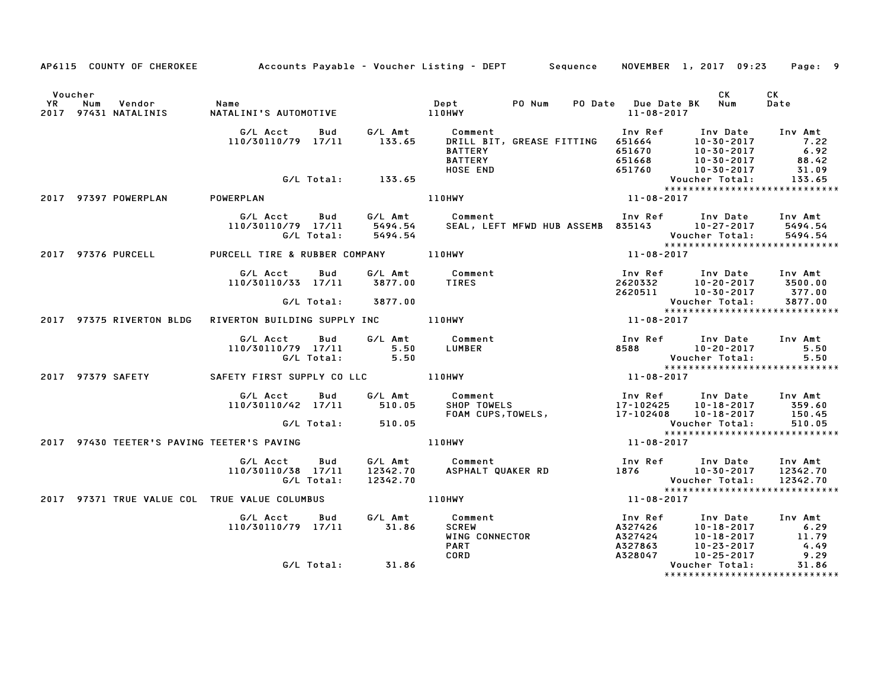AP6115 COUNTY OF CHEROKEE Accounts Payable - Voucher Listing - DEPT Sequence NOVEMBER 1, 2017 09:23

| Voucher YR | Num | Vendor | Name | Dept | PO Num | PO Date | Due Date BK | CK Num | CK Date |
|---|---|---|---|---|---|---|---|---|---|
| 2017 | 97431 | NATALINIS | NATALINI'S AUTOMOTIVE | 110HWY | | | 11-08-2017 | | |

| G/L Acct | Bud | G/L Amt | Comment | Inv Ref | Inv Date | Inv Amt |
|---|---|---|---|---|---|---|
| 110/30110/79 | 17/11 | 133.65 | DRILL BIT, GREASE FITTING | 651664 | 10-30-2017 | 7.22 |
| | | | BATTERY | 651670 | 10-30-2017 | 6.92 |
| | | | BATTERY | 651668 | 10-30-2017 | 88.42 |
| | | | HOSE END | 651760 | 10-30-2017 | 31.09 |
| | G/L Total: | 133.65 | | | Voucher Total: | 133.65 |

****************************

| Voucher YR | Num | Vendor | Name | Dept | Due Date BK |
|---|---|---|---|---|---|
| 2017 | 97397 | POWERPLAN | POWERPLAN | 110HWY | 11-08-2017 |

| G/L Acct | Bud | G/L Amt | Comment | Inv Ref | Inv Date | Inv Amt |
|---|---|---|---|---|---|---|
| 110/30110/79 | 17/11 | 5494.54 | SEAL, LEFT MFWD HUB ASSEMB | 835143 | 10-27-2017 | 5494.54 |
| | G/L Total: | 5494.54 | | | Voucher Total: | 5494.54 |

****************************

| Voucher YR | Num | Vendor | Name | Dept | Due Date BK |
|---|---|---|---|---|---|
| 2017 | 97376 | PURCELL | PURCELL TIRE & RUBBER COMPANY | 110HWY | 11-08-2017 |

| G/L Acct | Bud | G/L Amt | Comment | Inv Ref | Inv Date | Inv Amt |
|---|---|---|---|---|---|---|
| 110/30110/33 | 17/11 | 3877.00 | TIRES | 2620332 | 10-20-2017 | 3500.00 |
| | | | | 2620511 | 10-30-2017 | 377.00 |
| | G/L Total: | 3877.00 | | | Voucher Total: | 3877.00 |

****************************

| Voucher YR | Num | Vendor | Name | Dept | Due Date BK |
|---|---|---|---|---|---|
| 2017 | 97375 | RIVERTON BLDG | RIVERTON BUILDING SUPPLY INC | 110HWY | 11-08-2017 |

| G/L Acct | Bud | G/L Amt | Comment | Inv Ref | Inv Date | Inv Amt |
|---|---|---|---|---|---|---|
| 110/30110/79 | 17/11 | 5.50 | LUMBER | 8588 | 10-20-2017 | 5.50 |
| | G/L Total: | 5.50 | | | Voucher Total: | 5.50 |

****************************

| Voucher YR | Num | Vendor | Name | Dept | Due Date BK |
|---|---|---|---|---|---|
| 2017 | 97379 | SAFETY | SAFETY FIRST SUPPLY CO LLC | 110HWY | 11-08-2017 |

| G/L Acct | Bud | G/L Amt | Comment | Inv Ref | Inv Date | Inv Amt |
|---|---|---|---|---|---|---|
| 110/30110/42 | 17/11 | 510.05 | SHOP TOWELS | 17-102425 | 10-18-2017 | 359.60 |
| | | | FOAM CUPS,TOWELS, | 17-102408 | 10-18-2017 | 150.45 |
| | G/L Total: | 510.05 | | | Voucher Total: | 510.05 |

****************************

| Voucher YR | Num | Vendor | Name | Dept | Due Date BK |
|---|---|---|---|---|---|
| 2017 | 97430 | TEETER'S PAVING | TEETER'S PAVING | 110HWY | 11-08-2017 |

| G/L Acct | Bud | G/L Amt | Comment | Inv Ref | Inv Date | Inv Amt |
|---|---|---|---|---|---|---|
| 110/30110/38 | 17/11 | 12342.70 | ASPHALT QUAKER RD | 1876 | 10-30-2017 | 12342.70 |
| | G/L Total: | 12342.70 | | | Voucher Total: | 12342.70 |

****************************

| Voucher YR | Num | Vendor | Name | Dept | Due Date BK |
|---|---|---|---|---|---|
| 2017 | 97371 | TRUE VALUE COL | TRUE VALUE COLUMBUS | 110HWY | 11-08-2017 |

| G/L Acct | Bud | G/L Amt | Comment | Inv Ref | Inv Date | Inv Amt |
|---|---|---|---|---|---|---|
| 110/30110/79 | 17/11 | 31.86 | SCREW | A327426 | 10-18-2017 | 6.29 |
| | | | WING CONNECTOR | A327424 | 10-18-2017 | 11.79 |
| | | | PART | A327863 | 10-23-2017 | 4.49 |
| | | | CORD | A328047 | 10-25-2017 | 9.29 |
| | G/L Total: | 31.86 | | | Voucher Total: | 31.86 |

****************************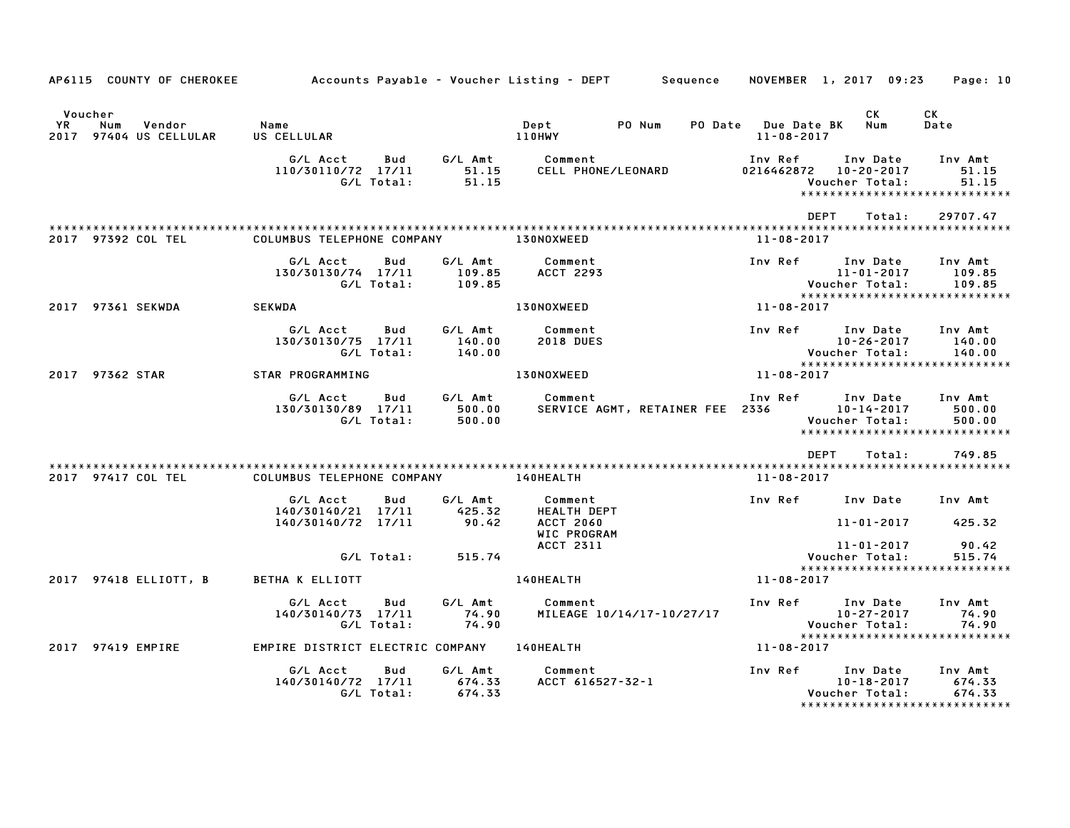AP6115 COUNTY OF CHEROKEE — Accounts Payable - Voucher Listing - DEPT — Sequence — NOVEMBER 1, 2017 09:23

| Voucher YR | Num | Vendor | Name | Dept | PO Num | PO Date | Due Date BK | CK Num | CK Date |
|---|---|---|---|---|---|---|---|---|---|
| 2017 | 97404 | US CELLULAR | US CELLULAR | 110HWY | | | 11-08-2017 | | |

| G/L Acct | Bud | G/L Amt | Comment | Inv Ref | Inv Date | Inv Amt |
|---|---|---|---|---|---|---|
| 110/30110/72 | 17/11 | 51.15 | CELL PHONE/LEONARD | 0216462872 | 10-20-2017 | 51.15 |
| | G/L Total: | 51.15 | | | Voucher Total: | 51.15 |

DEPT Total: 29707.47

| YR | Num | Vendor | Name | Dept | Due Date |
|---|---|---|---|---|---|
| 2017 | 97392 | COL TEL | COLUMBUS TELEPHONE COMPANY | 130NOXWEED | 11-08-2017 |

| G/L Acct | Bud | G/L Amt | Comment | Inv Ref | Inv Date | Inv Amt |
|---|---|---|---|---|---|---|
| 130/30130/74 | 17/11 | 109.85 | ACCT 2293 | | 11-01-2017 | 109.85 |
| | G/L Total: | 109.85 | | | Voucher Total: | 109.85 |

| YR | Num | Vendor | Name | Dept | Due Date |
|---|---|---|---|---|---|
| 2017 | 97361 | SEKWDA | SEKWDA | 130NOXWEED | 11-08-2017 |

| G/L Acct | Bud | G/L Amt | Comment | Inv Ref | Inv Date | Inv Amt |
|---|---|---|---|---|---|---|
| 130/30130/75 | 17/11 | 140.00 | 2018 DUES | | 10-26-2017 | 140.00 |
| | G/L Total: | 140.00 | | | Voucher Total: | 140.00 |

| YR | Num | Vendor | Name | Dept | Due Date |
|---|---|---|---|---|---|
| 2017 | 97362 | STAR | STAR PROGRAMMING | 130NOXWEED | 11-08-2017 |

| G/L Acct | Bud | G/L Amt | Comment | Inv Ref | Inv Date | Inv Amt |
|---|---|---|---|---|---|---|
| 130/30130/89 | 17/11 | 500.00 | SERVICE AGMT, RETAINER FEE | 2336 | 10-14-2017 | 500.00 |
| | G/L Total: | 500.00 | | | Voucher Total: | 500.00 |

DEPT Total: 749.85

| YR | Num | Vendor | Name | Dept | Due Date |
|---|---|---|---|---|---|
| 2017 | 97417 | COL TEL | COLUMBUS TELEPHONE COMPANY | 140HEALTH | 11-08-2017 |

| G/L Acct | Bud | G/L Amt | Comment | Inv Ref | Inv Date | Inv Amt |
|---|---|---|---|---|---|---|
| 140/30140/21 | 17/11 | 425.32 | HEALTH DEPT ACCT 2060 | | 11-01-2017 | 425.32 |
| 140/30140/72 | 17/11 | 90.42 | WIC PROGRAM ACCT 2311 | | 11-01-2017 | 90.42 |
| | G/L Total: | 515.74 | | | Voucher Total: | 515.74 |

| YR | Num | Vendor | Name | Dept | Due Date |
|---|---|---|---|---|---|
| 2017 | 97418 | ELLIOTT, B | BETHA K ELLIOTT | 140HEALTH | 11-08-2017 |

| G/L Acct | Bud | G/L Amt | Comment | Inv Ref | Inv Date | Inv Amt |
|---|---|---|---|---|---|---|
| 140/30140/73 | 17/11 | 74.90 | MILEAGE 10/14/17-10/27/17 | | 10-27-2017 | 74.90 |
| | G/L Total: | 74.90 | | | Voucher Total: | 74.90 |

| YR | Num | Vendor | Name | Dept | Due Date |
|---|---|---|---|---|---|
| 2017 | 97419 | EMPIRE | EMPIRE DISTRICT ELECTRIC COMPANY | 140HEALTH | 11-08-2017 |

| G/L Acct | Bud | G/L Amt | Comment | Inv Ref | Inv Date | Inv Amt |
|---|---|---|---|---|---|---|
| 140/30140/72 | 17/11 | 674.33 | ACCT 616527-32-1 | | 10-18-2017 | 674.33 |
| | G/L Total: | 674.33 | | | Voucher Total: | 674.33 |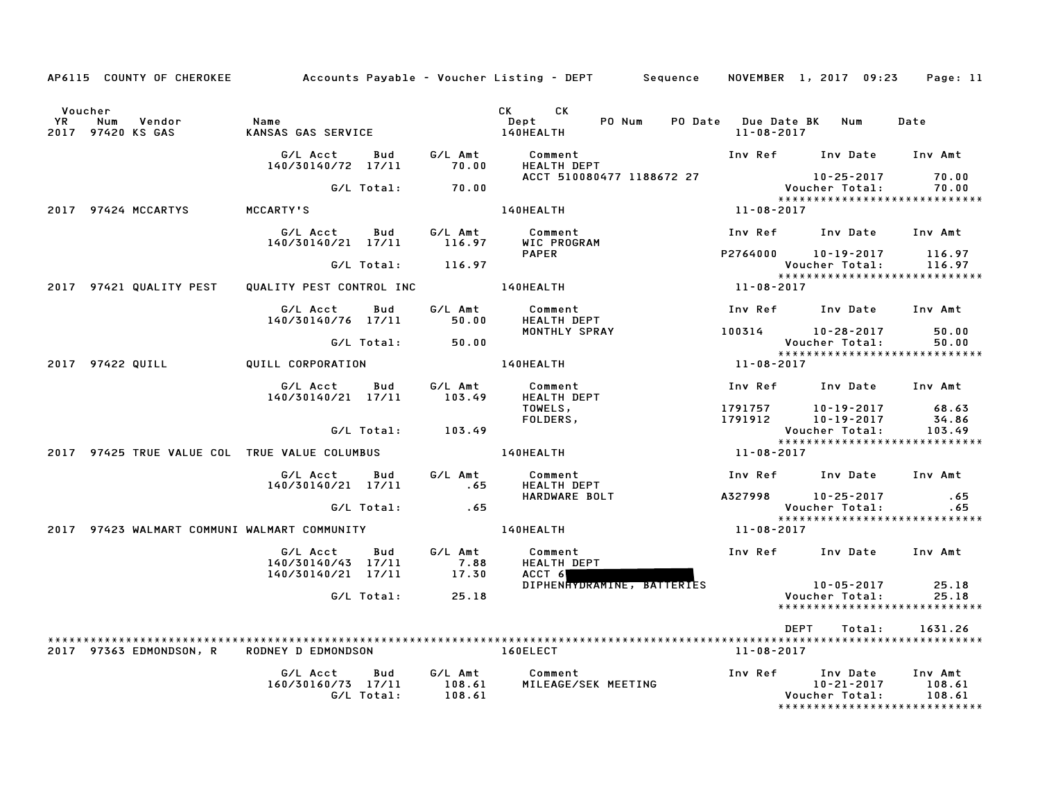AP6115 COUNTY OF CHEROKEE    Accounts Payable - Voucher Listing - DEPT    Sequence    NOVEMBER 1, 2017 09:23

| Voucher YR | Num | Vendor | Name | CK Dept | CK | PO Num | PO Date | Due Date BK | Num | Date |
|---|---|---|---|---|---|---|---|---|---|---|
| 2017 | 97420 | KS GAS | KANSAS GAS SERVICE | 140HEALTH | | | | 11-08-2017 | | |

| G/L Acct | Bud | G/L Amt | Comment | Inv Ref | Inv Date | Inv Amt |
|---|---|---|---|---|---|---|
| 140/30140/72 | 17/11 | 70.00 | HEALTH DEPT | | | |
| | | | ACCT 510080477 1188672 27 | | 10-25-2017 | 70.00 |
| | G/L Total: | 70.00 | | | Voucher Total: | 70.00 |

*****************************

| YR | Num | Vendor | Name | Dept | Due Date |
|---|---|---|---|---|---|
| 2017 | 97424 | MCCARTYS | MCCARTY'S | 140HEALTH | 11-08-2017 |

| G/L Acct | Bud | G/L Amt | Comment | Inv Ref | Inv Date | Inv Amt |
|---|---|---|---|---|---|---|
| 140/30140/21 | 17/11 | 116.97 | WIC PROGRAM | | | |
| | | | PAPER | P2764000 | 10-19-2017 | 116.97 |
| | G/L Total: | 116.97 | | | Voucher Total: | 116.97 |

*****************************

| YR | Num | Vendor | Name | Dept | Due Date |
|---|---|---|---|---|---|
| 2017 | 97421 | QUALITY PEST | QUALITY PEST CONTROL INC | 140HEALTH | 11-08-2017 |

| G/L Acct | Bud | G/L Amt | Comment | Inv Ref | Inv Date | Inv Amt |
|---|---|---|---|---|---|---|
| 140/30140/76 | 17/11 | 50.00 | HEALTH DEPT | | | |
| | | | MONTHLY SPRAY | 100314 | 10-28-2017 | 50.00 |
| | G/L Total: | 50.00 | | | Voucher Total: | 50.00 |

*****************************

| YR | Num | Vendor | Name | Dept | Due Date |
|---|---|---|---|---|---|
| 2017 | 97422 | QUILL | QUILL CORPORATION | 140HEALTH | 11-08-2017 |

| G/L Acct | Bud | G/L Amt | Comment | Inv Ref | Inv Date | Inv Amt |
|---|---|---|---|---|---|---|
| 140/30140/21 | 17/11 | 103.49 | HEALTH DEPT | | | |
| | | | TOWELS, | 1791757 | 10-19-2017 | 68.63 |
| | | | FOLDERS, | 1791912 | 10-19-2017 | 34.86 |
| | G/L Total: | 103.49 | | | Voucher Total: | 103.49 |

*****************************

| YR | Num | Vendor | Name | Dept | Due Date |
|---|---|---|---|---|---|
| 2017 | 97425 | TRUE VALUE COL | TRUE VALUE COLUMBUS | 140HEALTH | 11-08-2017 |

| G/L Acct | Bud | G/L Amt | Comment | Inv Ref | Inv Date | Inv Amt |
|---|---|---|---|---|---|---|
| 140/30140/21 | 17/11 | .65 | HEALTH DEPT | | | |
| | | | HARDWARE BOLT | A327998 | 10-25-2017 | .65 |
| | G/L Total: | .65 | | | Voucher Total: | .65 |

*****************************

| YR | Num | Vendor | Name | Dept | Due Date |
|---|---|---|---|---|---|
| 2017 | 97423 | WALMART COMMUNI | WALMART COMMUNITY | 140HEALTH | 11-08-2017 |

| G/L Acct | Bud | G/L Amt | Comment | Inv Ref | Inv Date | Inv Amt |
|---|---|---|---|---|---|---|
| 140/30140/43 | 17/11 | 7.88 | HEALTH DEPT | | | |
| 140/30140/21 | 17/11 | 17.30 | ACCT 6[REDACTED] | | | |
| | | | DIPHENHYDRAMINE, BATTERIES | | 10-05-2017 | 25.18 |
| | G/L Total: | 25.18 | | | Voucher Total: | 25.18 |

*****************************

DEPT Total: 1631.26

*****************************

| YR | Num | Vendor | Name | Dept | Due Date |
|---|---|---|---|---|---|
| 2017 | 97363 | EDMONDSON, R | RODNEY D EDMONDSON | 160ELECT | 11-08-2017 |

| G/L Acct | Bud | G/L Amt | Comment | Inv Ref | Inv Date | Inv Amt |
|---|---|---|---|---|---|---|
| 160/30160/73 | 17/11 | 108.61 | MILEAGE/SEK MEETING | | 10-21-2017 | 108.61 |
| | G/L Total: | 108.61 | | | Voucher Total: | 108.61 |

*****************************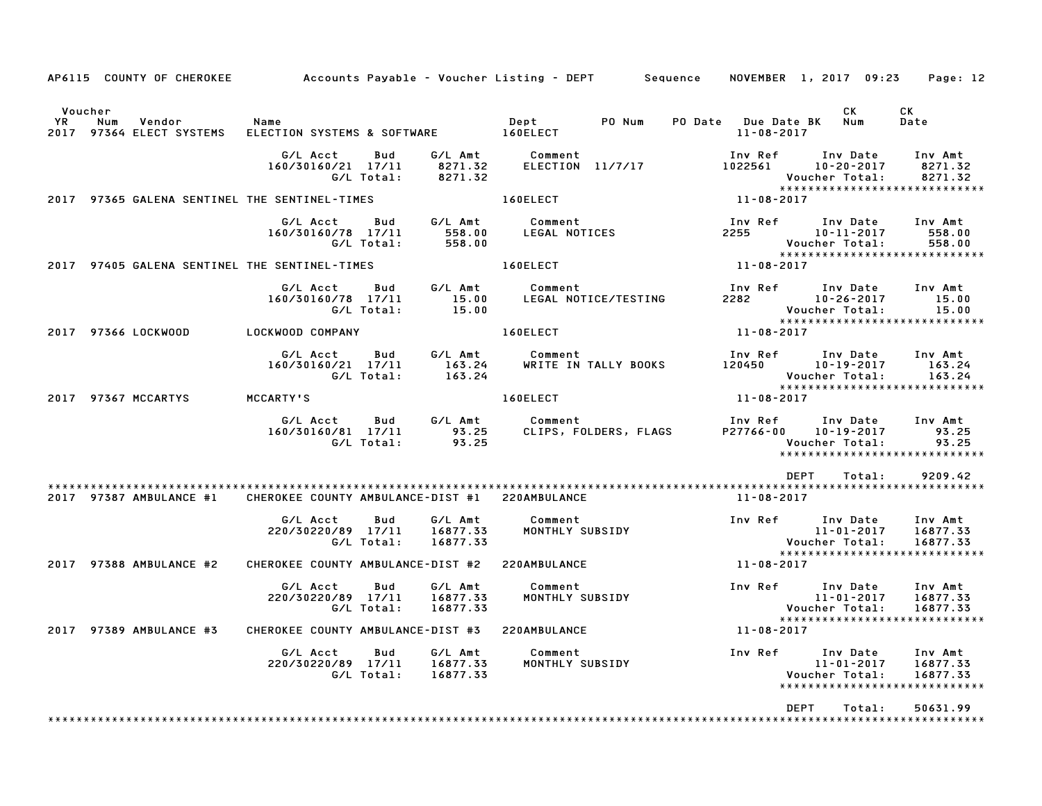AP6115 COUNTY OF CHEROKEE — Accounts Payable - Voucher Listing - DEPT — Sequence — NOVEMBER 1, 2017 09:23

| Voucher YR | Num | Vendor | Name | Dept | PO Num | PO Date | Due Date BK | CK Num | CK Date |
|---|---|---|---|---|---|---|---|---|---|
| 2017 | 97364 | ELECT SYSTEMS | ELECTION SYSTEMS & SOFTWARE | 160ELECT | | | 11-08-2017 | | |

| G/L Acct | Bud | G/L Amt | Comment | Inv Ref | Inv Date | Inv Amt |
|---|---|---|---|---|---|---|
| 160/30160/21 | 17/11 | 8271.32 | ELECTION 11/7/17 | 1022561 | 10-20-2017 | 8271.32 |
| | G/L Total: | 8271.32 | | | Voucher Total: | 8271.32 |

| YR | Num | Vendor | Name | Dept | Due Date |
|---|---|---|---|---|---|
| 2017 | 97365 | GALENA SENTINEL | THE SENTINEL-TIMES | 160ELECT | 11-08-2017 |

| G/L Acct | Bud | G/L Amt | Comment | Inv Ref | Inv Date | Inv Amt |
|---|---|---|---|---|---|---|
| 160/30160/78 | 17/11 | 558.00 | LEGAL NOTICES | 2255 | 10-11-2017 | 558.00 |
| | G/L Total: | 558.00 | | | Voucher Total: | 558.00 |

| YR | Num | Vendor | Name | Dept | Due Date |
|---|---|---|---|---|---|
| 2017 | 97405 | GALENA SENTINEL | THE SENTINEL-TIMES | 160ELECT | 11-08-2017 |

| G/L Acct | Bud | G/L Amt | Comment | Inv Ref | Inv Date | Inv Amt |
|---|---|---|---|---|---|---|
| 160/30160/78 | 17/11 | 15.00 | LEGAL NOTICE/TESTING | 2282 | 10-26-2017 | 15.00 |
| | G/L Total: | 15.00 | | | Voucher Total: | 15.00 |

| YR | Num | Vendor | Name | Dept | Due Date |
|---|---|---|---|---|---|
| 2017 | 97366 | LOCKWOOD | LOCKWOOD COMPANY | 160ELECT | 11-08-2017 |

| G/L Acct | Bud | G/L Amt | Comment | Inv Ref | Inv Date | Inv Amt |
|---|---|---|---|---|---|---|
| 160/30160/21 | 17/11 | 163.24 | WRITE IN TALLY BOOKS | 120450 | 10-19-2017 | 163.24 |
| | G/L Total: | 163.24 | | | Voucher Total: | 163.24 |

| YR | Num | Vendor | Name | Dept | Due Date |
|---|---|---|---|---|---|
| 2017 | 97367 | MCCARTYS | MCCARTY'S | 160ELECT | 11-08-2017 |

| G/L Acct | Bud | G/L Amt | Comment | Inv Ref | Inv Date | Inv Amt |
|---|---|---|---|---|---|---|
| 160/30160/81 | 17/11 | 93.25 | CLIPS, FOLDERS, FLAGS | P27766-00 | 10-19-2017 | 93.25 |
| | G/L Total: | 93.25 | | | Voucher Total: | 93.25 |

DEPT Total: 9209.42

| YR | Num | Vendor | Name | Dept | Due Date |
|---|---|---|---|---|---|
| 2017 | 97387 | AMBULANCE #1 | CHEROKEE COUNTY AMBULANCE-DIST #1 | 220AMBULANCE | 11-08-2017 |

| G/L Acct | Bud | G/L Amt | Comment | Inv Ref | Inv Date | Inv Amt |
|---|---|---|---|---|---|---|
| 220/30220/89 | 17/11 | 16877.33 | MONTHLY SUBSIDY | | 11-01-2017 | 16877.33 |
| | G/L Total: | 16877.33 | | | Voucher Total: | 16877.33 |

| YR | Num | Vendor | Name | Dept | Due Date |
|---|---|---|---|---|---|
| 2017 | 97388 | AMBULANCE #2 | CHEROKEE COUNTY AMBULANCE-DIST #2 | 220AMBULANCE | 11-08-2017 |

| G/L Acct | Bud | G/L Amt | Comment | Inv Ref | Inv Date | Inv Amt |
|---|---|---|---|---|---|---|
| 220/30220/89 | 17/11 | 16877.33 | MONTHLY SUBSIDY | | 11-01-2017 | 16877.33 |
| | G/L Total: | 16877.33 | | | Voucher Total: | 16877.33 |

| YR | Num | Vendor | Name | Dept | Due Date |
|---|---|---|---|---|---|
| 2017 | 97389 | AMBULANCE #3 | CHEROKEE COUNTY AMBULANCE-DIST #3 | 220AMBULANCE | 11-08-2017 |

| G/L Acct | Bud | G/L Amt | Comment | Inv Ref | Inv Date | Inv Amt |
|---|---|---|---|---|---|---|
| 220/30220/89 | 17/11 | 16877.33 | MONTHLY SUBSIDY | | 11-01-2017 | 16877.33 |
| | G/L Total: | 16877.33 | | | Voucher Total: | 16877.33 |

DEPT Total: 50631.99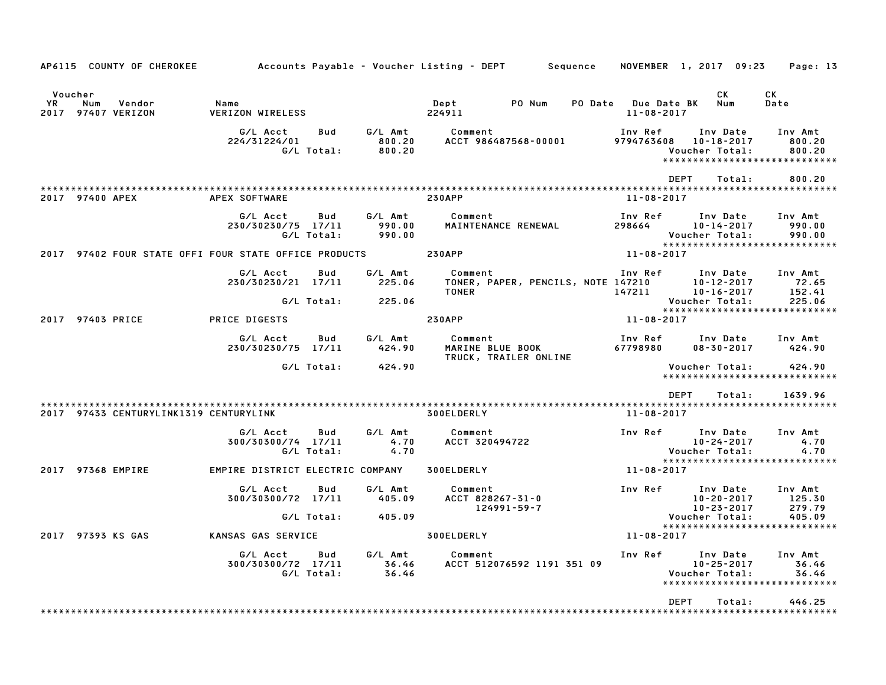AP6115 COUNTY OF CHEROKEE — Accounts Payable - Voucher Listing - DEPT — Sequence — NOVEMBER 1, 2017 09:23

| Voucher YR | Num | Vendor | Name | Dept | PO Num | PO Date | Due Date BK | CK Num | CK Date |
|---|---|---|---|---|---|---|---|---|---|
| 2017 | 97407 | VERIZON | VERIZON WIRELESS | 224911 | | | 11-08-2017 | | |

| G/L Acct | Bud | G/L Amt | Comment | Inv Ref | Inv Date | Inv Amt |
|---|---|---|---|---|---|---|
| 224/31224/01 | | 800.20 | ACCT 986487568-00001 | 9794763608 | 10-18-2017 | 800.20 |
| | G/L Total: | 800.20 | | | Voucher Total: | 800.20 |

DEPT Total: 800.20

| Voucher YR | Num | Vendor | Name | Dept | Due Date |
|---|---|---|---|---|---|
| 2017 | 97400 | APEX | APEX SOFTWARE | 230APP | 11-08-2017 |

| G/L Acct | Bud | G/L Amt | Comment | Inv Ref | Inv Date | Inv Amt |
|---|---|---|---|---|---|---|
| 230/30230/75 | 17/11 | 990.00 | MAINTENANCE RENEWAL | 298664 | 10-14-2017 | 990.00 |
| | G/L Total: | 990.00 | | | Voucher Total: | 990.00 |

| Voucher YR | Num | Vendor | Name | Dept | Due Date |
|---|---|---|---|---|---|
| 2017 | 97402 | FOUR STATE OFFI | FOUR STATE OFFICE PRODUCTS | 230APP | 11-08-2017 |

| G/L Acct | Bud | G/L Amt | Comment | Inv Ref | Inv Date | Inv Amt |
|---|---|---|---|---|---|---|
| 230/30230/21 | 17/11 | 225.06 | TONER, PAPER, PENCILS, NOTE | 147210 | 10-12-2017 | 72.65 |
| | | | TONER | 147211 | 10-16-2017 | 152.41 |
| | G/L Total: | 225.06 | | | Voucher Total: | 225.06 |

| Voucher YR | Num | Vendor | Name | Dept | Due Date |
|---|---|---|---|---|---|
| 2017 | 97403 | PRICE | PRICE DIGESTS | 230APP | 11-08-2017 |

| G/L Acct | Bud | G/L Amt | Comment | Inv Ref | Inv Date | Inv Amt |
|---|---|---|---|---|---|---|
| 230/30230/75 | 17/11 | 424.90 | MARINE BLUE BOOK | 67798980 | 08-30-2017 | 424.90 |
| | | | TRUCK, TRAILER ONLINE | | | |
| | G/L Total: | 424.90 | | | Voucher Total: | 424.90 |

DEPT Total: 1639.96

| Voucher YR | Num | Vendor | Name | Dept | Due Date |
|---|---|---|---|---|---|
| 2017 | 97433 | CENTURYLINK1319 | CENTURYLINK | 300ELDERLY | 11-08-2017 |

| G/L Acct | Bud | G/L Amt | Comment | Inv Ref | Inv Date | Inv Amt |
|---|---|---|---|---|---|---|
| 300/30300/74 | 17/11 | 4.70 | ACCT 320494722 | | 10-24-2017 | 4.70 |
| | G/L Total: | 4.70 | | | Voucher Total: | 4.70 |

| Voucher YR | Num | Vendor | Name | Dept | Due Date |
|---|---|---|---|---|---|
| 2017 | 97368 | EMPIRE | EMPIRE DISTRICT ELECTRIC COMPANY | 300ELDERLY | 11-08-2017 |

| G/L Acct | Bud | G/L Amt | Comment | Inv Ref | Inv Date | Inv Amt |
|---|---|---|---|---|---|---|
| 300/30300/72 | 17/11 | 405.09 | ACCT 828267-31-0 | | 10-20-2017 | 125.30 |
| | | | 124991-59-7 | | 10-23-2017 | 279.79 |
| | G/L Total: | 405.09 | | | Voucher Total: | 405.09 |

| Voucher YR | Num | Vendor | Name | Dept | Due Date |
|---|---|---|---|---|---|
| 2017 | 97393 | KS GAS | KANSAS GAS SERVICE | 300ELDERLY | 11-08-2017 |

| G/L Acct | Bud | G/L Amt | Comment | Inv Ref | Inv Date | Inv Amt |
|---|---|---|---|---|---|---|
| 300/30300/72 | 17/11 | 36.46 | ACCT 512076592 1191 351 09 | | 10-25-2017 | 36.46 |
| | G/L Total: | 36.46 | | | Voucher Total: | 36.46 |

DEPT Total: 446.25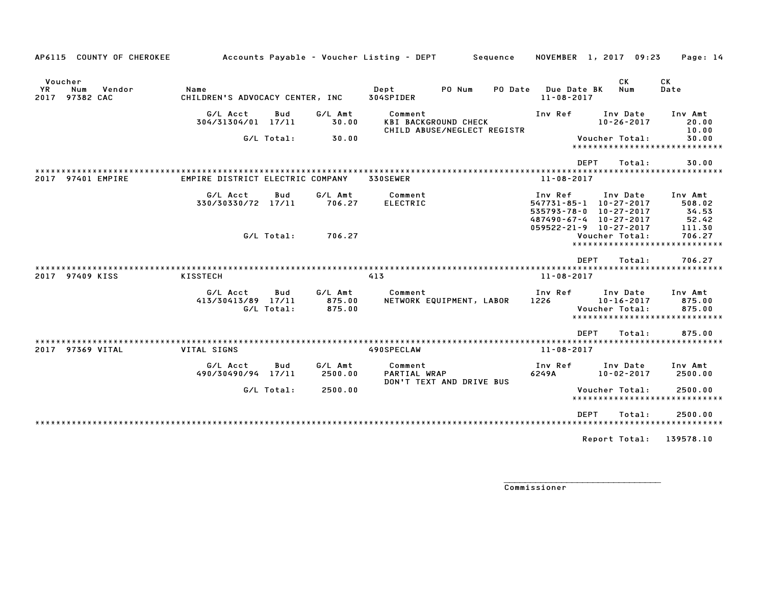AP6115 COUNTY OF CHEROKEE — Accounts Payable - Voucher Listing - DEPT — Sequence — NOVEMBER 1, 2017 09:23

| Voucher YR | Num | Vendor | Name | Dept | PO Num | PO Date | Due Date BK | CK Num | CK Date |
|---|---|---|---|---|---|---|---|---|---|
| 2017 | 97382 | CAC | CHILDREN'S ADVOCACY CENTER, INC | 304SPIDER | | | 11-08-2017 | | |

| G/L Acct | Bud | G/L Amt | Comment | Inv Ref | Inv Date | Inv Amt |
|---|---|---|---|---|---|---|
| 304/31304/01 | 17/11 | 30.00 | KBI BACKGROUND CHECK | | 10-26-2017 | 20.00 |
| | | | CHILD ABUSE/NEGLECT REGISTR | | | 10.00 |
| | G/L Total: | 30.00 | | | Voucher Total: | 30.00 |

DEPT Total: 30.00

| Voucher YR | Num | Vendor | Name | Dept | Due Date |
|---|---|---|---|---|---|
| 2017 | 97401 | EMPIRE | EMPIRE DISTRICT ELECTRIC COMPANY | 330SEWER | 11-08-2017 |

| G/L Acct | Bud | G/L Amt | Comment | Inv Ref | Inv Date | Inv Amt |
|---|---|---|---|---|---|---|
| 330/30330/72 | 17/11 | 706.27 | ELECTRIC | 547731-85-1 | 10-27-2017 | 508.02 |
| | | | | 535793-78-0 | 10-27-2017 | 34.53 |
| | | | | 487490-67-4 | 10-27-2017 | 52.42 |
| | | | | 059522-21-9 | 10-27-2017 | 111.30 |
| | G/L Total: | 706.27 | | | Voucher Total: | 706.27 |

DEPT Total: 706.27

| Voucher YR | Num | Vendor | Name | Dept | Due Date |
|---|---|---|---|---|---|
| 2017 | 97409 | KISS | KISSTECH | 413 | 11-08-2017 |

| G/L Acct | Bud | G/L Amt | Comment | Inv Ref | Inv Date | Inv Amt |
|---|---|---|---|---|---|---|
| 413/30413/89 | 17/11 | 875.00 | NETWORK EQUIPMENT, LABOR | 1226 | 10-16-2017 | 875.00 |
| | G/L Total: | 875.00 | | | Voucher Total: | 875.00 |

DEPT Total: 875.00

| Voucher YR | Num | Vendor | Name | Dept | Due Date |
|---|---|---|---|---|---|
| 2017 | 97369 | VITAL | VITAL SIGNS | 490SPECLAW | 11-08-2017 |

| G/L Acct | Bud | G/L Amt | Comment | Inv Ref | Inv Date | Inv Amt |
|---|---|---|---|---|---|---|
| 490/30490/94 | 17/11 | 2500.00 | PARTIAL WRAP | 6249A | 10-02-2017 | 2500.00 |
| | | | DON'T TEXT AND DRIVE BUS | | | |
| | G/L Total: | 2500.00 | | | Voucher Total: | 2500.00 |

DEPT Total: 2500.00

Report Total: 139578.10

Commissioner